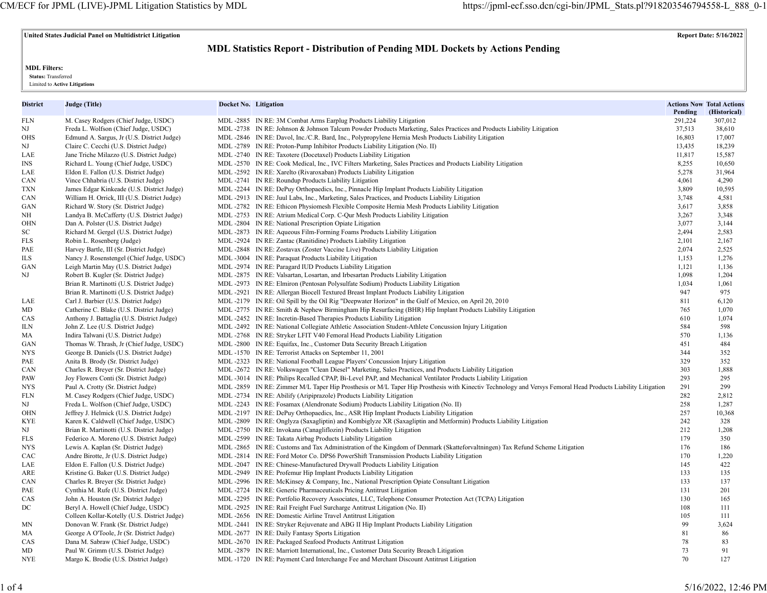United States Judicial Panel on Multidistrict Litigation

Report Date: 5/16/2022

## MDL Statistics Report - Distribution of Pending MDL Dockets by Actions Pending

**MDL Filters:**

**Status:** Transferred

Limited to **Active Litigations**

| District | Judge (Title) | Docket No. | Litigation | Actions Now Pending | Total Actions (Historical) |
|---|---|---|---|---|---|
| FLN | M. Casey Rodgers (Chief Judge, USDC) | MDL -2885 | IN RE: 3M Combat Arms Earplug Products Liability Litigation | 291,224 | 307,012 |
| NJ | Freda L. Wolfson (Chief Judge, USDC) | MDL -2738 | IN RE: Johnson & Johnson Talcum Powder Products Marketing, Sales Practices and Products Liability Litigation | 37,513 | 38,610 |
| OHS | Edmund A. Sargus, Jr (U.S. District Judge) | MDL -2846 | IN RE: Davol, Inc./C.R. Bard, Inc., Polypropylene Hernia Mesh Products Liability Litigation | 16,803 | 17,007 |
| NJ | Claire C. Cecchi (U.S. District Judge) | MDL -2789 | IN RE: Proton-Pump Inhibitor Products Liability Litigation (No. II) | 13,435 | 18,239 |
| LAE | Jane Triche Milazzo (U.S. District Judge) | MDL -2740 | IN RE: Taxotere (Docetaxel) Products Liability Litigation | 11,817 | 15,587 |
| INS | Richard L. Young (Chief Judge, USDC) | MDL -2570 | IN RE: Cook Medical, Inc., IVC Filters Marketing, Sales Practices and Products Liability Litigation | 8,255 | 10,650 |
| LAE | Eldon E. Fallon (U.S. District Judge) | MDL -2592 | IN RE: Xarelto (Rivaroxaban) Products Liability Litigation | 5,278 | 31,964 |
| CAN | Vince Chhabria (U.S. District Judge) | MDL -2741 | IN RE: Roundup Products Liability Litigation | 4,061 | 4,290 |
| TXN | James Edgar Kinkeade (U.S. District Judge) | MDL -2244 | IN RE: DePuy Orthopaedics, Inc., Pinnacle Hip Implant Products Liability Litigation | 3,809 | 10,595 |
| CAN | William H. Orrick, III (U.S. District Judge) | MDL -2913 | IN RE: Juul Labs, Inc., Marketing, Sales Practices, and Products Liability Litigation | 3,748 | 4,581 |
| GAN | Richard W. Story (Sr. District Judge) | MDL -2782 | IN RE: Ethicon Physiomesh Flexible Composite Hernia Mesh Products Liability Litigation | 3,617 | 3,858 |
| NH | Landya B. McCafferty (U.S. District Judge) | MDL -2753 | IN RE: Atrium Medical Corp. C-Qur Mesh Products Liability Litigation | 3,267 | 3,348 |
| OHN | Dan A. Polster (U.S. District Judge) | MDL -2804 | IN RE: National Prescription Opiate Litigation | 3,077 | 3,144 |
| SC | Richard M. Gergel (U.S. District Judge) | MDL -2873 | IN RE: Aqueous Film-Forming Foams Products Liability Litigation | 2,494 | 2,583 |
| FLS | Robin L. Rosenberg (Judge) | MDL -2924 | IN RE: Zantac (Ranitidine) Products Liability Litigation | 2,101 | 2,167 |
| PAE | Harvey Bartle, III (Sr. District Judge) | MDL -2848 | IN RE: Zostavax (Zoster Vaccine Live) Products Liability Litigation | 2,074 | 2,525 |
| ILS | Nancy J. Rosenstengel (Chief Judge, USDC) | MDL -3004 | IN RE: Paraquat Products Liability Litigation | 1,153 | 1,276 |
| GAN | Leigh Martin May (U.S. District Judge) | MDL -2974 | IN RE: Paragard IUD Products Liability Litigation | 1,121 | 1,136 |
| NJ | Robert B. Kugler (Sr. District Judge) | MDL -2875 | IN RE: Valsartan, Losartan, and Irbesartan Products Liability Litigation | 1,098 | 1,204 |
| | Brian R. Martinotti (U.S. District Judge) | MDL -2973 | IN RE: Elmiron (Pentosan Polysulfate Sodium) Products Liability Litigation | 1,034 | 1,061 |
| | Brian R. Martinotti (U.S. District Judge) | MDL -2921 | IN RE: Allergan Biocell Textured Breast Implant Products Liability Litigation | 947 | 975 |
| LAE | Carl J. Barbier (U.S. District Judge) | MDL -2179 | IN RE: Oil Spill by the Oil Rig "Deepwater Horizon" in the Gulf of Mexico, on April 20, 2010 | 811 | 6,120 |
| MD | Catherine C. Blake (U.S. District Judge) | MDL -2775 | IN RE: Smith & Nephew Birmingham Hip Resurfacing (BHR) Hip Implant Products Liability Litigation | 765 | 1,070 |
| CAS | Anthony J. Battaglia (U.S. District Judge) | MDL -2452 | IN RE: Incretin-Based Therapies Products Liability Litigation | 610 | 1,074 |
| ILN | John Z. Lee (U.S. District Judge) | MDL -2492 | IN RE: National Collegiate Athletic Association Student-Athlete Concussion Injury Litigation | 584 | 598 |
| MA | Indira Talwani (U.S. District Judge) | MDL -2768 | IN RE: Stryker LFIT V40 Femoral Head Products Liability Litigation | 570 | 1,136 |
| GAN | Thomas W. Thrash, Jr (Chief Judge, USDC) | MDL -2800 | IN RE: Equifax, Inc., Customer Data Security Breach Litigation | 451 | 484 |
| NYS | George B. Daniels (U.S. District Judge) | MDL -1570 | IN RE: Terrorist Attacks on September 11, 2001 | 344 | 352 |
| PAE | Anita B. Brody (Sr. District Judge) | MDL -2323 | IN RE: National Football League Players' Concussion Injury Litigation | 329 | 352 |
| CAN | Charles R. Breyer (Sr. District Judge) | MDL -2672 | IN RE: Volkswagen "Clean Diesel" Marketing, Sales Practices, and Products Liability Litigation | 303 | 1,888 |
| PAW | Joy Flowers Conti (Sr. District Judge) | MDL -3014 | IN RE: Philips Recalled CPAP, Bi-Level PAP, and Mechanical Ventilator Products Liability Litigation | 293 | 295 |
| NYS | Paul A. Crotty (Sr. District Judge) | MDL -2859 | IN RE: Zimmer M/L Taper Hip Prosthesis or M/L Taper Hip Prosthesis with Kinectiv Technology and Versys Femoral Head Products Liability Litigation | 291 | 299 |
| FLN | M. Casey Rodgers (Chief Judge, USDC) | MDL -2734 | IN RE: Abilify (Aripiprazole) Products Liability Litigation | 282 | 2,812 |
| NJ | Freda L. Wolfson (Chief Judge, USDC) | MDL -2243 | IN RE: Fosamax (Alendronate Sodium) Products Liability Litigation (No. II) | 258 | 1,287 |
| OHN | Jeffrey J. Helmick (U.S. District Judge) | MDL -2197 | IN RE: DePuy Orthopaedics, Inc., ASR Hip Implant Products Liability Litigation | 257 | 10,368 |
| KYE | Karen K. Caldwell (Chief Judge, USDC) | MDL -2809 | IN RE: Onglyza (Saxagliptin) and Kombiglyze XR (Saxagliptin and Metformin) Products Liability Litigation | 242 | 328 |
| NJ | Brian R. Martinotti (U.S. District Judge) | MDL -2750 | IN RE: Invokana (Canagliflozin) Products Liability Litigation | 212 | 1,208 |
| FLS | Federico A. Moreno (U.S. District Judge) | MDL -2599 | IN RE: Takata Airbag Products Liability Litigation | 179 | 350 |
| NYS | Lewis A. Kaplan (Sr. District Judge) | MDL -2865 | IN RE: Customs and Tax Administration of the Kingdom of Denmark (Skatteforvaltningen) Tax Refund Scheme Litigation | 176 | 186 |
| CAC | Andre Birotte, Jr (U.S. District Judge) | MDL -2814 | IN RE: Ford Motor Co. DPS6 PowerShift Transmission Products Liability Litigation | 170 | 1,220 |
| LAE | Eldon E. Fallon (U.S. District Judge) | MDL -2047 | IN RE: Chinese-Manufactured Drywall Products Liability Litigation | 145 | 422 |
| ARE | Kristine G. Baker (U.S. District Judge) | MDL -2949 | IN RE: Profemur Hip Implant Products Liability Litigation | 133 | 135 |
| CAN | Charles R. Breyer (Sr. District Judge) | MDL -2996 | IN RE: McKinsey & Company, Inc., National Prescription Opiate Consultant Litigation | 133 | 137 |
| PAE | Cynthia M. Rufe (U.S. District Judge) | MDL -2724 | IN RE: Generic Pharmaceuticals Pricing Antitrust Litigation | 131 | 201 |
| CAS | John A. Houston (Sr. District Judge) | MDL -2295 | IN RE: Portfolio Recovery Associates, LLC, Telephone Consumer Protection Act (TCPA) Litigation | 130 | 165 |
| DC | Beryl A. Howell (Chief Judge, USDC) | MDL -2925 | IN RE: Rail Freight Fuel Surcharge Antitrust Litigation (No. II) | 108 | 111 |
| | Colleen Kollar-Kotelly (U.S. District Judge) | MDL -2656 | IN RE: Domestic Airline Travel Antitrust Litigation | 105 | 111 |
| MN | Donovan W. Frank (Sr. District Judge) | MDL -2441 | IN RE: Stryker Rejuvenate and ABG II Hip Implant Products Liability Litigation | 99 | 3,624 |
| MA | George A O'Toole, Jr (Sr. District Judge) | MDL -2677 | IN RE: Daily Fantasy Sports Litigation | 81 | 86 |
| CAS | Dana M. Sabraw (Chief Judge, USDC) | MDL -2670 | IN RE: Packaged Seafood Products Antitrust Litigation | 78 | 83 |
| MD | Paul W. Grimm (U.S. District Judge) | MDL -2879 | IN RE: Marriott International, Inc., Customer Data Security Breach Litigation | 73 | 91 |
| NYE | Margo K. Brodie (U.S. District Judge) | MDL -1720 | IN RE: Payment Card Interchange Fee and Merchant Discount Antitrust Litigation | 70 | 127 |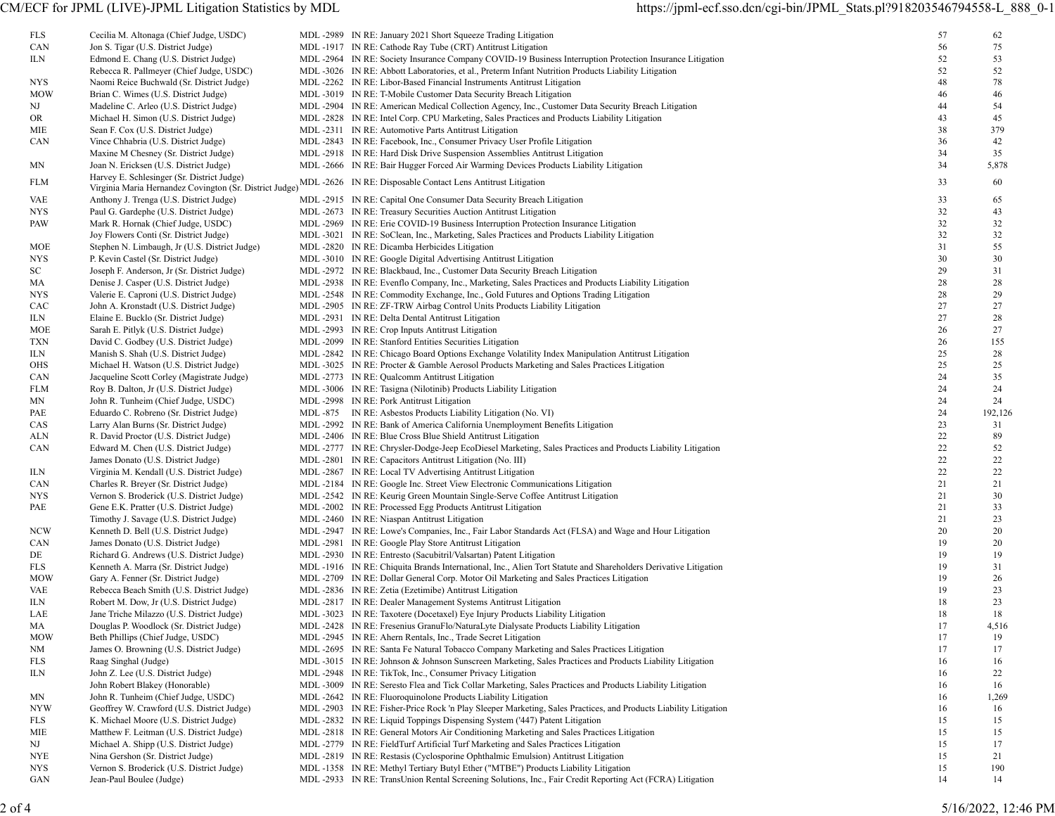| | | | | | |
|---|---|---|---|---|---|
| FLS | Cecilia M. Altonaga (Chief Judge, USDC) | MDL -2989 | IN RE: January 2021 Short Squeeze Trading Litigation | 57 | 62 |
| CAN | Jon S. Tigar (U.S. District Judge) | MDL -1917 | IN RE: Cathode Ray Tube (CRT) Antitrust Litigation | 56 | 75 |
| ILN | Edmond E. Chang (U.S. District Judge) | MDL -2964 | IN RE: Society Insurance Company COVID-19 Business Interruption Protection Insurance Litigation | 52 | 53 |
| | Rebecca R. Pallmeyer (Chief Judge, USDC) | MDL -3026 | IN RE: Abbott Laboratories, et al., Preterm Infant Nutrition Products Liability Litigation | 52 | 52 |
| NYS | Naomi Reice Buchwald (Sr. District Judge) | MDL -2262 | IN RE: Libor-Based Financial Instruments Antitrust Litigation | 48 | 78 |
| MOW | Brian C. Wimes (U.S. District Judge) | MDL -3019 | IN RE: T-Mobile Customer Data Security Breach Litigation | 46 | 46 |
| NJ | Madeline C. Arleo (U.S. District Judge) | MDL -2904 | IN RE: American Medical Collection Agency, Inc., Customer Data Security Breach Litigation | 44 | 54 |
| OR | Michael H. Simon (U.S. District Judge) | MDL -2828 | IN RE: Intel Corp. CPU Marketing, Sales Practices and Products Liability Litigation | 43 | 45 |
| MIE | Sean F. Cox (U.S. District Judge) | MDL -2311 | IN RE: Automotive Parts Antitrust Litigation | 38 | 379 |
| CAN | Vince Chhabria (U.S. District Judge) | MDL -2843 | IN RE: Facebook, Inc., Consumer Privacy User Profile Litigation | 36 | 42 |
| | Maxine M Chesney (Sr. District Judge) | MDL -2918 | IN RE: Hard Disk Drive Suspension Assemblies Antitrust Litigation | 34 | 35 |
| MN | Joan N. Ericksen (U.S. District Judge) | MDL -2666 | IN RE: Bair Hugger Forced Air Warming Devices Products Liability Litigation | 34 | 5,878 |
| FLM | Harvey E. Schlesinger (Sr. District Judge)<br>Virginia Maria Hernandez Covington (Sr. District Judge) | MDL -2626 | IN RE: Disposable Contact Lens Antitrust Litigation | 33 | 60 |
| VAE | Anthony J. Trenga (U.S. District Judge) | MDL -2915 | IN RE: Capital One Consumer Data Security Breach Litigation | 33 | 65 |
| NYS | Paul G. Gardephe (U.S. District Judge) | MDL -2673 | IN RE: Treasury Securities Auction Antitrust Litigation | 32 | 43 |
| PAW | Mark R. Hornak (Chief Judge, USDC) | MDL -2969 | IN RE: Erie COVID-19 Business Interruption Protection Insurance Litigation | 32 | 32 |
| | Joy Flowers Conti (Sr. District Judge) | MDL -3021 | IN RE: SoClean, Inc., Marketing, Sales Practices and Products Liability Litigation | 32 | 32 |
| MOE | Stephen N. Limbaugh, Jr (U.S. District Judge) | MDL -2820 | IN RE: Dicamba Herbicides Litigation | 31 | 55 |
| NYS | P. Kevin Castel (Sr. District Judge) | MDL -3010 | IN RE: Google Digital Advertising Antitrust Litigation | 30 | 30 |
| SC | Joseph F. Anderson, Jr (Sr. District Judge) | MDL -2972 | IN RE: Blackbaud, Inc., Customer Data Security Breach Litigation | 29 | 31 |
| MA | Denise J. Casper (U.S. District Judge) | MDL -2938 | IN RE: Evenflo Company, Inc., Marketing, Sales Practices and Products Liability Litigation | 28 | 28 |
| NYS | Valerie E. Caproni (U.S. District Judge) | MDL -2548 | IN RE: Commodity Exchange, Inc., Gold Futures and Options Trading Litigation | 28 | 29 |
| CAC | John A. Kronstadt (U.S. District Judge) | MDL -2905 | IN RE: ZF-TRW Airbag Control Units Products Liability Litigation | 27 | 27 |
| ILN | Elaine E. Bucklo (Sr. District Judge) | MDL -2931 | IN RE: Delta Dental Antitrust Litigation | 27 | 28 |
| MOE | Sarah E. Pitlyk (U.S. District Judge) | MDL -2993 | IN RE: Crop Inputs Antitrust Litigation | 26 | 27 |
| TXN | David C. Godbey (U.S. District Judge) | MDL -2099 | IN RE: Stanford Entities Securities Litigation | 26 | 155 |
| ILN | Manish S. Shah (U.S. District Judge) | MDL -2842 | IN RE: Chicago Board Options Exchange Volatility Index Manipulation Antitrust Litigation | 25 | 28 |
| OHS | Michael H. Watson (U.S. District Judge) | MDL -3025 | IN RE: Procter & Gamble Aerosol Products Marketing and Sales Practices Litigation | 25 | 25 |
| CAN | Jacqueline Scott Corley (Magistrate Judge) | MDL -2773 | IN RE: Qualcomm Antitrust Litigation | 24 | 35 |
| FLM | Roy B. Dalton, Jr (U.S. District Judge) | MDL -3006 | IN RE: Tasigna (Nilotinib) Products Liability Litigation | 24 | 24 |
| MN | John R. Tunheim (Chief Judge, USDC) | MDL -2998 | IN RE: Pork Antitrust Litigation | 24 | 24 |
| PAE | Eduardo C. Robreno (Sr. District Judge) | MDL -875 | IN RE: Asbestos Products Liability Litigation (No. VI) | 24 | 192,126 |
| CAS | Larry Alan Burns (Sr. District Judge) | MDL -2992 | IN RE: Bank of America California Unemployment Benefits Litigation | 23 | 31 |
| ALN | R. David Proctor (U.S. District Judge) | MDL -2406 | IN RE: Blue Cross Blue Shield Antitrust Litigation | 22 | 89 |
| CAN | Edward M. Chen (U.S. District Judge) | MDL -2777 | IN RE: Chrysler-Dodge-Jeep EcoDiesel Marketing, Sales Practices and Products Liability Litigation | 22 | 52 |
| | James Donato (U.S. District Judge) | MDL -2801 | IN RE: Capacitors Antitrust Litigation (No. III) | 22 | 22 |
| ILN | Virginia M. Kendall (U.S. District Judge) | MDL -2867 | IN RE: Local TV Advertising Antitrust Litigation | 22 | 22 |
| CAN | Charles R. Breyer (Sr. District Judge) | MDL -2184 | IN RE: Google Inc. Street View Electronic Communications Litigation | 21 | 21 |
| NYS | Vernon S. Broderick (U.S. District Judge) | MDL -2542 | IN RE: Keurig Green Mountain Single-Serve Coffee Antitrust Litigation | 21 | 30 |
| PAE | Gene E.K. Pratter (U.S. District Judge) | MDL -2002 | IN RE: Processed Egg Products Antitrust Litigation | 21 | 33 |
| | Timothy J. Savage (U.S. District Judge) | MDL -2460 | IN RE: Niaspan Antitrust Litigation | 21 | 23 |
| NCW | Kenneth D. Bell (U.S. District Judge) | MDL -2947 | IN RE: Lowe's Companies, Inc., Fair Labor Standards Act (FLSA) and Wage and Hour Litigation | 20 | 20 |
| CAN | James Donato (U.S. District Judge) | MDL -2981 | IN RE: Google Play Store Antitrust Litigation | 19 | 20 |
| DE | Richard G. Andrews (U.S. District Judge) | MDL -2930 | IN RE: Entresto (Sacubitril/Valsartan) Patent Litigation | 19 | 19 |
| FLS | Kenneth A. Marra (Sr. District Judge) | MDL -1916 | IN RE: Chiquita Brands International, Inc., Alien Tort Statute and Shareholders Derivative Litigation | 19 | 31 |
| MOW | Gary A. Fenner (Sr. District Judge) | MDL -2709 | IN RE: Dollar General Corp. Motor Oil Marketing and Sales Practices Litigation | 19 | 26 |
| VAE | Rebecca Beach Smith (U.S. District Judge) | MDL -2836 | IN RE: Zetia (Ezetimibe) Antitrust Litigation | 19 | 23 |
| ILN | Robert M. Dow, Jr (U.S. District Judge) | MDL -2817 | IN RE: Dealer Management Systems Antitrust Litigation | 18 | 23 |
| LAE | Jane Triche Milazzo (U.S. District Judge) | MDL -3023 | IN RE: Taxotere (Docetaxel) Eye Injury Products Liability Litigation | 18 | 18 |
| MA | Douglas P. Woodlock (Sr. District Judge) | MDL -2428 | IN RE: Fresenius GranuFlo/NaturaLyte Dialysate Products Liability Litigation | 17 | 4,516 |
| MOW | Beth Phillips (Chief Judge, USDC) | MDL -2945 | IN RE: Ahern Rentals, Inc., Trade Secret Litigation | 17 | 19 |
| NM | James O. Browning (U.S. District Judge) | MDL -2695 | IN RE: Santa Fe Natural Tobacco Company Marketing and Sales Practices Litigation | 17 | 17 |
| FLS | Raag Singhal (Judge) | MDL -3015 | IN RE: Johnson & Johnson Sunscreen Marketing, Sales Practices and Products Liability Litigation | 16 | 16 |
| ILN | John Z. Lee (U.S. District Judge) | MDL -2948 | IN RE: TikTok, Inc., Consumer Privacy Litigation | 16 | 22 |
| | John Robert Blakey (Honorable) | MDL -3009 | IN RE: Seresto Flea and Tick Collar Marketing, Sales Practices and Products Liability Litigation | 16 | 16 |
| MN | John R. Tunheim (Chief Judge, USDC) | MDL -2642 | IN RE: Fluoroquinolone Products Liability Litigation | 16 | 1,269 |
| NYW | Geoffrey W. Crawford (U.S. District Judge) | MDL -2903 | IN RE: Fisher-Price Rock 'n Play Sleeper Marketing, Sales Practices, and Products Liability Litigation | 16 | 16 |
| FLS | K. Michael Moore (U.S. District Judge) | MDL -2832 | IN RE: Liquid Toppings Dispensing System ('447) Patent Litigation | 15 | 15 |
| MIE | Matthew F. Leitman (U.S. District Judge) | MDL -2818 | IN RE: General Motors Air Conditioning Marketing and Sales Practices Litigation | 15 | 15 |
| NJ | Michael A. Shipp (U.S. District Judge) | MDL -2779 | IN RE: FieldTurf Artificial Turf Marketing and Sales Practices Litigation | 15 | 17 |
| NYE | Nina Gershon (Sr. District Judge) | MDL -2819 | IN RE: Restasis (Cyclosporine Ophthalmic Emulsion) Antitrust Litigation | 15 | 21 |
| NYS | Vernon S. Broderick (U.S. District Judge) | MDL -1358 | IN RE: Methyl Tertiary Butyl Ether ("MTBE") Products Liability Litigation | 15 | 190 |
| GAN | Jean-Paul Boulee (Judge) | MDL -2933 | IN RE: TransUnion Rental Screening Solutions, Inc., Fair Credit Reporting Act (FCRA) Litigation | 14 | 14 |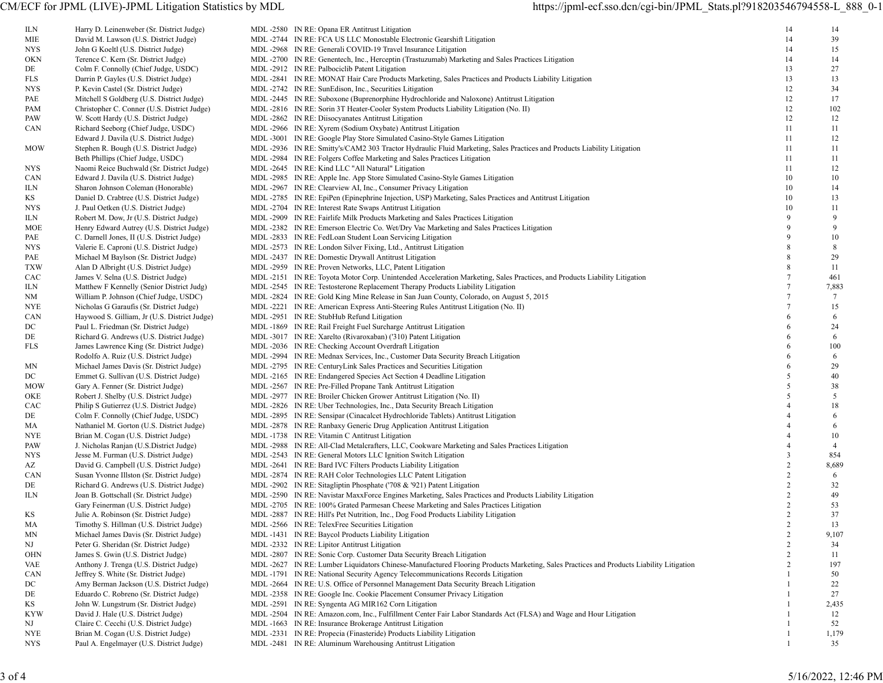| | | | | | |
|---|---|---|---|---|---|
| ILN | Harry D. Leinenweber (Sr. District Judge) | MDL -2580 | IN RE: Opana ER Antitrust Litigation | 14 | 14 |
| MIE | David M. Lawson (U.S. District Judge) | MDL -2744 | IN RE: FCA US LLC Monostable Electronic Gearshift Litigation | 14 | 39 |
| NYS | John G Koeltl (U.S. District Judge) | MDL -2968 | IN RE: Generali COVID-19 Travel Insurance Litigation | 14 | 15 |
| OKN | Terence C. Kern (Sr. District Judge) | MDL -2700 | IN RE: Genentech, Inc., Herceptin (Trastuzumab) Marketing and Sales Practices Litigation | 14 | 14 |
| DE | Colm F. Connolly (Chief Judge, USDC) | MDL -2912 | IN RE: Palbociclib Patent Litigation | 13 | 27 |
| FLS | Darrin P. Gayles (U.S. District Judge) | MDL -2841 | IN RE: MONAT Hair Care Products Marketing, Sales Practices and Products Liability Litigation | 13 | 13 |
| NYS | P. Kevin Castel (Sr. District Judge) | MDL -2742 | IN RE: SunEdison, Inc., Securities Litigation | 12 | 34 |
| PAE | Mitchell S Goldberg (U.S. District Judge) | MDL -2445 | IN RE: Suboxone (Buprenorphine Hydrochloride and Naloxone) Antitrust Litigation | 12 | 17 |
| PAM | Christopher C. Conner (U.S. District Judge) | MDL -2816 | IN RE: Sorin 3T Heater-Cooler System Products Liability Litigation (No. II) | 12 | 102 |
| PAW | W. Scott Hardy (U.S. District Judge) | MDL -2862 | IN RE: Diisocyanates Antitrust Litigation | 12 | 12 |
| CAN | Richard Seeborg (Chief Judge, USDC) | MDL -2966 | IN RE: Xyrem (Sodium Oxybate) Antitrust Litigation | 11 | 11 |
| | Edward J. Davila (U.S. District Judge) | MDL -3001 | IN RE: Google Play Store Simulated Casino-Style Games Litigation | 11 | 12 |
| MOW | Stephen R. Bough (U.S. District Judge) | MDL -2936 | IN RE: Smitty's/CAM2 303 Tractor Hydraulic Fluid Marketing, Sales Practices and Products Liability Litigation | 11 | 11 |
| | Beth Phillips (Chief Judge, USDC) | MDL -2984 | IN RE: Folgers Coffee Marketing and Sales Practices Litigation | 11 | 11 |
| NYS | Naomi Reice Buchwald (Sr. District Judge) | MDL -2645 | IN RE: Kind LLC "All Natural" Litigation | 11 | 12 |
| CAN | Edward J. Davila (U.S. District Judge) | MDL -2985 | IN RE: Apple Inc. App Store Simulated Casino-Style Games Litigation | 10 | 10 |
| ILN | Sharon Johnson Coleman (Honorable) | MDL -2967 | IN RE: Clearview AI, Inc., Consumer Privacy Litigation | 10 | 14 |
| KS | Daniel D. Crabtree (U.S. District Judge) | MDL -2785 | IN RE: EpiPen (Epinephrine Injection, USP) Marketing, Sales Practices and Antitrust Litigation | 10 | 13 |
| NYS | J. Paul Oetken (U.S. District Judge) | MDL -2704 | IN RE: Interest Rate Swaps Antitrust Litigation | 10 | 11 |
| ILN | Robert M. Dow, Jr (U.S. District Judge) | MDL -2909 | IN RE: Fairlife Milk Products Marketing and Sales Practices Litigation | 9 | 9 |
| MOE | Henry Edward Autrey (U.S. District Judge) | MDL -2382 | IN RE: Emerson Electric Co. Wet/Dry Vac Marketing and Sales Practices Litigation | 9 | 9 |
| PAE | C. Darnell Jones, II (U.S. District Judge) | MDL -2833 | IN RE: FedLoan Student Loan Servicing Litigation | 9 | 10 |
| NYS | Valerie E. Caproni (U.S. District Judge) | MDL -2573 | IN RE: London Silver Fixing, Ltd., Antitrust Litigation | 8 | 8 |
| PAE | Michael M Baylson (Sr. District Judge) | MDL -2437 | IN RE: Domestic Drywall Antitrust Litigation | 8 | 29 |
| TXW | Alan D Albright (U.S. District Judge) | MDL -2959 | IN RE: Proven Networks, LLC, Patent Litigation | 8 | 11 |
| CAC | James V. Selna (U.S. District Judge) | MDL -2151 | IN RE: Toyota Motor Corp. Unintended Acceleration Marketing, Sales Practices, and Products Liability Litigation | 7 | 461 |
| ILN | Matthew F Kennelly (Senior District Judg) | MDL -2545 | IN RE: Testosterone Replacement Therapy Products Liability Litigation | 7 | 7,883 |
| NM | William P. Johnson (Chief Judge, USDC) | MDL -2824 | IN RE: Gold King Mine Release in San Juan County, Colorado, on August 5, 2015 | 7 | 7 |
| NYE | Nicholas G Garaufis (Sr. District Judge) | MDL -2221 | IN RE: American Express Anti-Steering Rules Antitrust Litigation (No. II) | 7 | 15 |
| CAN | Haywood S. Gilliam, Jr (U.S. District Judge) | MDL -2951 | IN RE: StubHub Refund Litigation | 6 | 6 |
| DC | Paul L. Friedman (Sr. District Judge) | MDL -1869 | IN RE: Rail Freight Fuel Surcharge Antitrust Litigation | 6 | 24 |
| DE | Richard G. Andrews (U.S. District Judge) | MDL -3017 | IN RE: Xarelto (Rivaroxaban) ('310) Patent Litigation | 6 | 6 |
| FLS | James Lawrence King (Sr. District Judge) | MDL -2036 | IN RE: Checking Account Overdraft Litigation | 6 | 100 |
| | Rodolfo A. Ruiz (U.S. District Judge) | MDL -2994 | IN RE: Mednax Services, Inc., Customer Data Security Breach Litigation | 6 | 6 |
| MN | Michael James Davis (Sr. District Judge) | MDL -2795 | IN RE: CenturyLink Sales Practices and Securities Litigation | 6 | 29 |
| DC | Emmet G. Sullivan (U.S. District Judge) | MDL -2165 | IN RE: Endangered Species Act Section 4 Deadline Litigation | 5 | 40 |
| MOW | Gary A. Fenner (Sr. District Judge) | MDL -2567 | IN RE: Pre-Filled Propane Tank Antitrust Litigation | 5 | 38 |
| OKE | Robert J. Shelby (U.S. District Judge) | MDL -2977 | IN RE: Broiler Chicken Grower Antitrust Litigation (No. II) | 5 | 5 |
| CAC | Philip S Gutierrez (U.S. District Judge) | MDL -2826 | IN RE: Uber Technologies, Inc., Data Security Breach Litigation | 4 | 18 |
| DE | Colm F. Connolly (Chief Judge, USDC) | MDL -2895 | IN RE: Sensipar (Cinacalcet Hydrochloride Tablets) Antitrust Litigation | 4 | 6 |
| MA | Nathaniel M. Gorton (U.S. District Judge) | MDL -2878 | IN RE: Ranbaxy Generic Drug Application Antitrust Litigation | 4 | 6 |
| NYE | Brian M. Cogan (U.S. District Judge) | MDL -1738 | IN RE: Vitamin C Antitrust Litigation | 4 | 10 |
| PAW | J. Nicholas Ranjan (U.S.District Judge) | MDL -2988 | IN RE: All-Clad Metalcrafters, LLC, Cookware Marketing and Sales Practices Litigation | 4 | 4 |
| NYS | Jesse M. Furman (U.S. District Judge) | MDL -2543 | IN RE: General Motors LLC Ignition Switch Litigation | 3 | 854 |
| AZ | David G. Campbell (U.S. District Judge) | MDL -2641 | IN RE: Bard IVC Filters Products Liability Litigation | 2 | 8,689 |
| CAN | Susan Yvonne Illston (Sr. District Judge) | MDL -2874 | IN RE: RAH Color Technologies LLC Patent Litigation | 2 | 6 |
| DE | Richard G. Andrews (U.S. District Judge) | MDL -2902 | IN RE: Sitagliptin Phosphate ('708 & '921) Patent Litigation | 2 | 32 |
| ILN | Joan B. Gottschall (Sr. District Judge) | MDL -2590 | IN RE: Navistar MaxxForce Engines Marketing, Sales Practices and Products Liability Litigation | 2 | 49 |
| | Gary Feinerman (U.S. District Judge) | MDL -2705 | IN RE: 100% Grated Parmesan Cheese Marketing and Sales Practices Litigation | 2 | 53 |
| KS | Julie A. Robinson (Sr. District Judge) | MDL -2887 | IN RE: Hill's Pet Nutrition, Inc., Dog Food Products Liability Litigation | 2 | 37 |
| MA | Timothy S. Hillman (U.S. District Judge) | MDL -2566 | IN RE: TelexFree Securities Litigation | 2 | 13 |
| MN | Michael James Davis (Sr. District Judge) | MDL -1431 | IN RE: Baycol Products Liability Litigation | 2 | 9,107 |
| NJ | Peter G. Sheridan (Sr. District Judge) | MDL -2332 | IN RE: Lipitor Antitrust Litigation | 2 | 34 |
| OHN | James S. Gwin (U.S. District Judge) | MDL -2807 | IN RE: Sonic Corp. Customer Data Security Breach Litigation | 2 | 11 |
| VAE | Anthony J. Trenga (U.S. District Judge) | MDL -2627 | IN RE: Lumber Liquidators Chinese-Manufactured Flooring Products Marketing, Sales Practices and Products Liability Litigation | 2 | 197 |
| CAN | Jeffrey S. White (Sr. District Judge) | MDL -1791 | IN RE: National Security Agency Telecommunications Records Litigation | 1 | 50 |
| DC | Amy Berman Jackson (U.S. District Judge) | MDL -2664 | IN RE: U.S. Office of Personnel Management Data Security Breach Litigation | 1 | 22 |
| DE | Eduardo C. Robreno (Sr. District Judge) | MDL -2358 | IN RE: Google Inc. Cookie Placement Consumer Privacy Litigation | 1 | 27 |
| KS | John W. Lungstrum (Sr. District Judge) | MDL -2591 | IN RE: Syngenta AG MIR162 Corn Litigation | 1 | 2,435 |
| KYW | David J. Hale (U.S. District Judge) | MDL -2504 | IN RE: Amazon.com, Inc., Fulfillment Center Fair Labor Standards Act (FLSA) and Wage and Hour Litigation | 1 | 12 |
| NJ | Claire C. Cecchi (U.S. District Judge) | MDL -1663 | IN RE: Insurance Brokerage Antitrust Litigation | 1 | 52 |
| NYE | Brian M. Cogan (U.S. District Judge) | MDL -2331 | IN RE: Propecia (Finasteride) Products Liability Litigation | 1 | 1,179 |
| NYS | Paul A. Engelmayer (U.S. District Judge) | MDL -2481 | IN RE: Aluminum Warehousing Antitrust Litigation | 1 | 35 |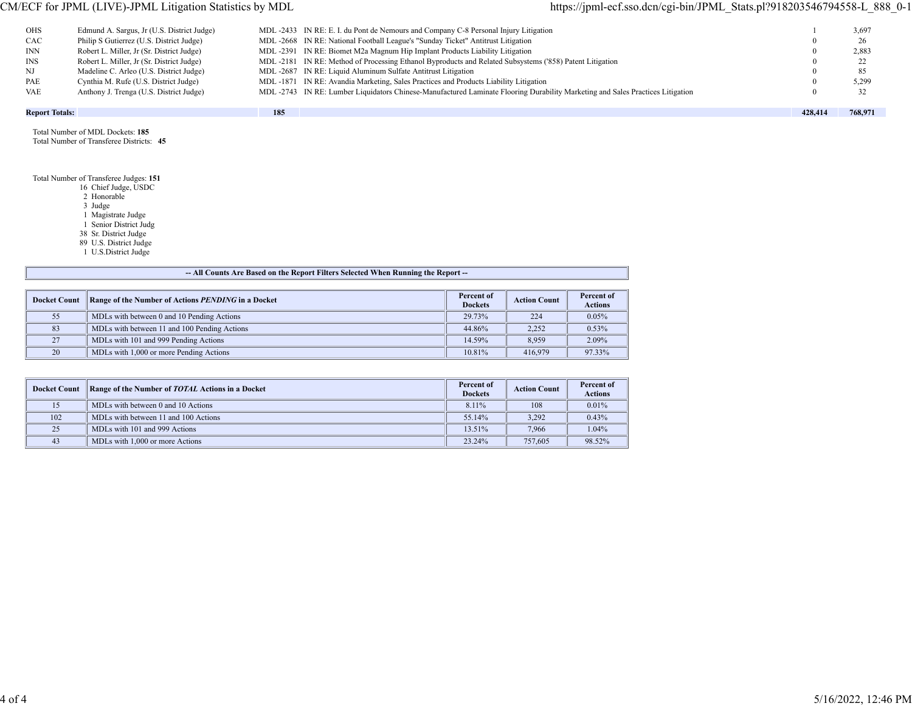| | | | | | |
|---|---|---|---|---|---|
| OHS | Edmund A. Sargus, Jr (U.S. District Judge) | MDL -2433 | IN RE: E. I. du Pont de Nemours and Company C-8 Personal Injury Litigation | 1 | 3,697 |
| CAC | Philip S Gutierrez (U.S. District Judge) | MDL -2668 | IN RE: National Football League's "Sunday Ticket" Antitrust Litigation | 0 | 26 |
| INN | Robert L. Miller, Jr (Sr. District Judge) | MDL -2391 | IN RE: Biomet M2a Magnum Hip Implant Products Liability Litigation | 0 | 2,883 |
| INS | Robert L. Miller, Jr (Sr. District Judge) | MDL -2181 | IN RE: Method of Processing Ethanol Byproducts and Related Subsystems ('858) Patent Litigation | 0 | 22 |
| NJ | Madeline C. Arleo (U.S. District Judge) | MDL -2687 | IN RE: Liquid Aluminum Sulfate Antitrust Litigation | 0 | 85 |
| PAE | Cynthia M. Rufe (U.S. District Judge) | MDL -1871 | IN RE: Avandia Marketing, Sales Practices and Products Liability Litigation | 0 | 5,299 |
| VAE | Anthony J. Trenga (U.S. District Judge) | MDL -2743 | IN RE: Lumber Liquidators Chinese-Manufactured Laminate Flooring Durability Marketing and Sales Practices Litigation | 0 | 32 |
| **Report Totals:** | | **185** | | **428,414** | **768,971** |

Total Number of MDL Dockets: **185**
Total Number of Transferee Districts: **45**

Total Number of Transferee Judges: **151**

- 16 Chief Judge, USDC
- 2 Honorable
- 3 Judge
- 1 Magistrate Judge
- 1 Senior District Judg
- 38 Sr. District Judge
- 89 U.S. District Judge
- 1 U.S.District Judge

**-- All Counts Are Based on the Report Filters Selected When Running the Report --**

| Docket Count | Range of the Number of Actions *PENDING* in a Docket | Percent of Dockets | Action Count | Percent of Actions |
|---|---|---|---|---|
| 55 | MDLs with between 0 and 10 Pending Actions | 29.73% | 224 | 0.05% |
| 83 | MDLs with between 11 and 100 Pending Actions | 44.86% | 2,252 | 0.53% |
| 27 | MDLs with 101 and 999 Pending Actions | 14.59% | 8,959 | 2.09% |
| 20 | MDLs with 1,000 or more Pending Actions | 10.81% | 416,979 | 97.33% |

| Docket Count | Range of the Number of *TOTAL* Actions in a Docket | Percent of Dockets | Action Count | Percent of Actions |
|---|---|---|---|---|
| 15 | MDLs with between 0 and 10 Actions | 8.11% | 108 | 0.01% |
| 102 | MDLs with between 11 and 100 Actions | 55.14% | 3,292 | 0.43% |
| 25 | MDLs with 101 and 999 Actions | 13.51% | 7,966 | 1.04% |
| 43 | MDLs with 1,000 or more Actions | 23.24% | 757,605 | 98.52% |